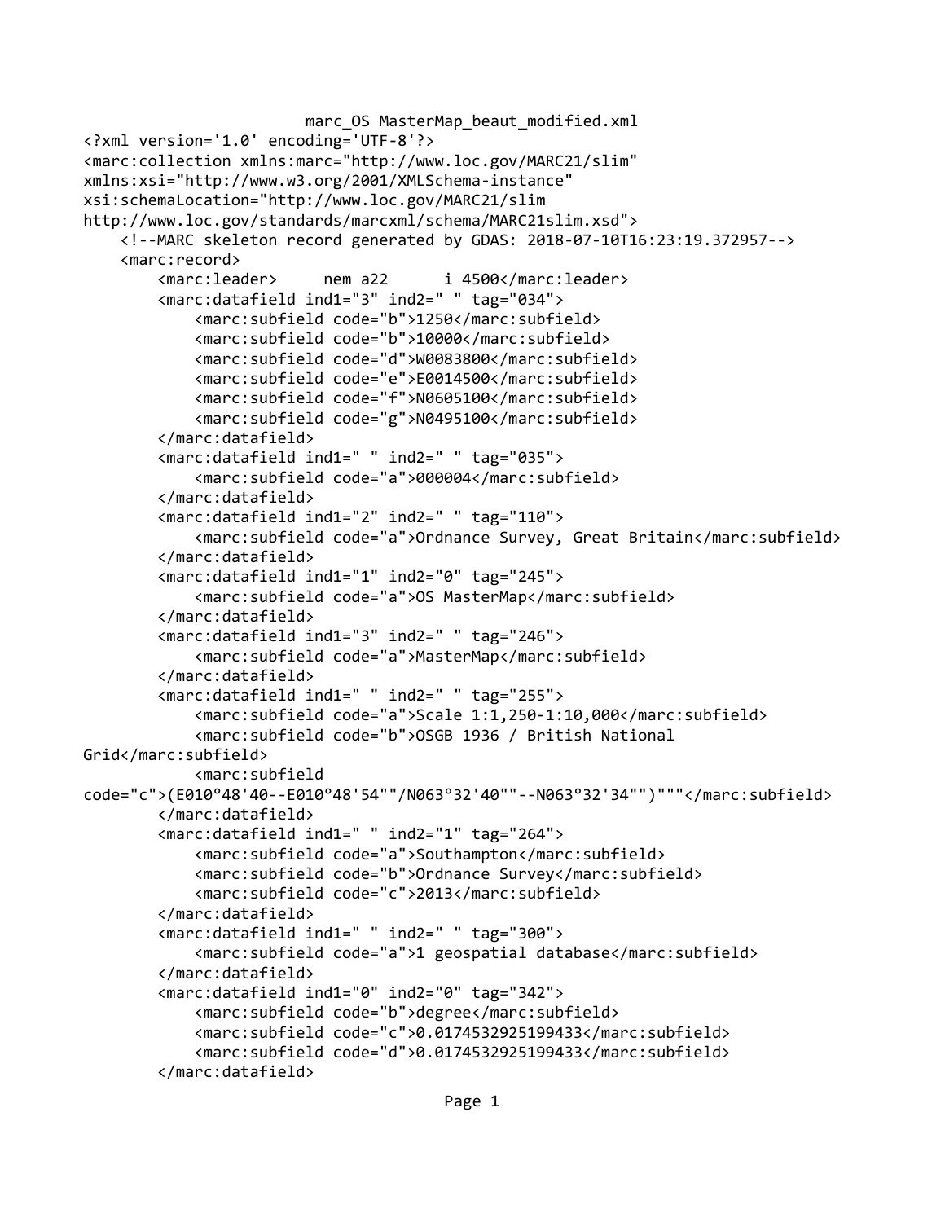marc_OS MasterMap_beaut_modified.xml

```
<?xml version='1.0' encoding='UTF-8'?>
<marc:collection xmlns:marc="http://www.loc.gov/MARC21/slim"
xmlns:xsi="http://www.w3.org/2001/XMLSchema-instance"
xsi:schemaLocation="http://www.loc.gov/MARC21/slim
http://www.loc.gov/standards/marcxml/schema/MARC21slim.xsd">
    <!--MARC skeleton record generated by GDAS: 2018-07-10T16:23:19.372957-->
    <marc:record>
        <marc:leader>     nem a22      i 4500</marc:leader>
        <marc:datafield ind1="3" ind2=" " tag="034">
            <marc:subfield code="b">1250</marc:subfield>
            <marc:subfield code="b">10000</marc:subfield>
            <marc:subfield code="d">W0083800</marc:subfield>
            <marc:subfield code="e">E0014500</marc:subfield>
            <marc:subfield code="f">N0605100</marc:subfield>
            <marc:subfield code="g">N0495100</marc:subfield>
        </marc:datafield>
        <marc:datafield ind1=" " ind2=" " tag="035">
            <marc:subfield code="a">000004</marc:subfield>
        </marc:datafield>
        <marc:datafield ind1="2" ind2=" " tag="110">
            <marc:subfield code="a">Ordnance Survey, Great Britain</marc:subfield>
        </marc:datafield>
        <marc:datafield ind1="1" ind2="0" tag="245">
            <marc:subfield code="a">OS MasterMap</marc:subfield>
        </marc:datafield>
        <marc:datafield ind1="3" ind2=" " tag="246">
            <marc:subfield code="a">MasterMap</marc:subfield>
        </marc:datafield>
        <marc:datafield ind1=" " ind2=" " tag="255">
            <marc:subfield code="a">Scale 1:1,250-1:10,000</marc:subfield>
            <marc:subfield code="b">OSGB 1936 / British National
Grid</marc:subfield>
            <marc:subfield
code="c">(E010°48'40--E010°48'54""/N063°32'40""--N063°32'34"")"""</marc:subfield>
        </marc:datafield>
        <marc:datafield ind1=" " ind2="1" tag="264">
            <marc:subfield code="a">Southampton</marc:subfield>
            <marc:subfield code="b">Ordnance Survey</marc:subfield>
            <marc:subfield code="c">2013</marc:subfield>
        </marc:datafield>
        <marc:datafield ind1=" " ind2=" " tag="300">
            <marc:subfield code="a">1 geospatial database</marc:subfield>
        </marc:datafield>
        <marc:datafield ind1="0" ind2="0" tag="342">
            <marc:subfield code="b">degree</marc:subfield>
            <marc:subfield code="c">0.0174532925199433</marc:subfield>
            <marc:subfield code="d">0.0174532925199433</marc:subfield>
        </marc:datafield>
```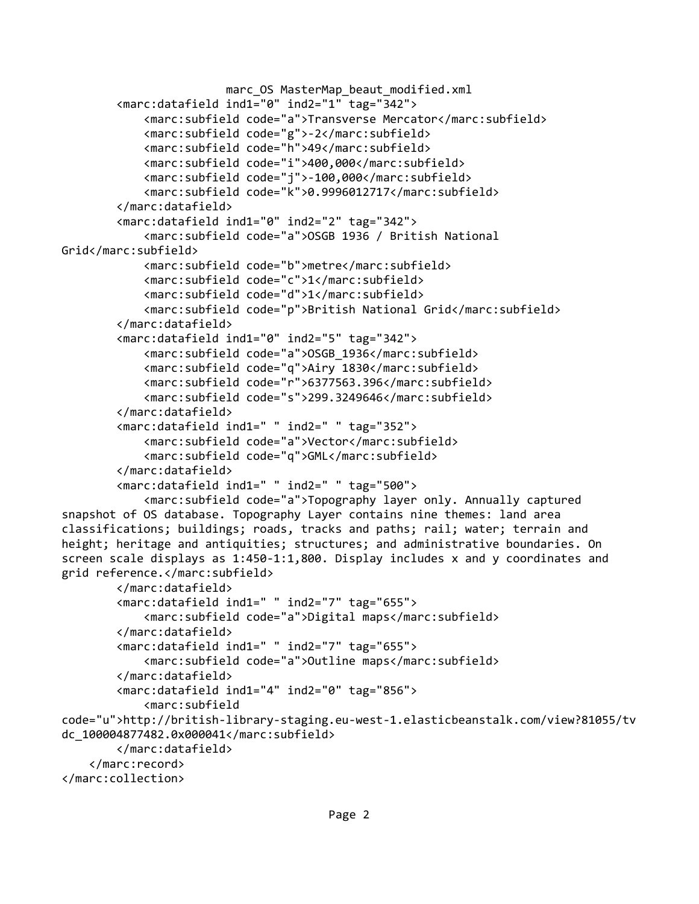```xml
        <marc:datafield ind1="0" ind2="1" tag="342">
            <marc:subfield code="a">Transverse Mercator</marc:subfield>
            <marc:subfield code="g">-2</marc:subfield>
            <marc:subfield code="h">49</marc:subfield>
            <marc:subfield code="i">400,000</marc:subfield>
            <marc:subfield code="j">-100,000</marc:subfield>
            <marc:subfield code="k">0.9996012717</marc:subfield>
        </marc:datafield>
        <marc:datafield ind1="0" ind2="2" tag="342">
            <marc:subfield code="a">OSGB 1936 / British National
Grid</marc:subfield>
            <marc:subfield code="b">metre</marc:subfield>
            <marc:subfield code="c">1</marc:subfield>
            <marc:subfield code="d">1</marc:subfield>
            <marc:subfield code="p">British National Grid</marc:subfield>
        </marc:datafield>
        <marc:datafield ind1="0" ind2="5" tag="342">
            <marc:subfield code="a">OSGB_1936</marc:subfield>
            <marc:subfield code="q">Airy 1830</marc:subfield>
            <marc:subfield code="r">6377563.396</marc:subfield>
            <marc:subfield code="s">299.3249646</marc:subfield>
        </marc:datafield>
        <marc:datafield ind1=" " ind2=" " tag="352">
            <marc:subfield code="a">Vector</marc:subfield>
            <marc:subfield code="q">GML</marc:subfield>
        </marc:datafield>
        <marc:datafield ind1=" " ind2=" " tag="500">
            <marc:subfield code="a">Topography layer only. Annually captured
snapshot of OS database. Topography Layer contains nine themes: land area
classifications; buildings; roads, tracks and paths; rail; water; terrain and
height; heritage and antiquities; structures; and administrative boundaries. On
screen scale displays as 1:450-1:1,800. Display includes x and y coordinates and
grid reference.</marc:subfield>
        </marc:datafield>
        <marc:datafield ind1=" " ind2="7" tag="655">
            <marc:subfield code="a">Digital maps</marc:subfield>
        </marc:datafield>
        <marc:datafield ind1=" " ind2="7" tag="655">
            <marc:subfield code="a">Outline maps</marc:subfield>
        </marc:datafield>
        <marc:datafield ind1="4" ind2="0" tag="856">
            <marc:subfield
code="u">http://british-library-staging.eu-west-1.elasticbeanstalk.com/view?81055/tv
dc_100004877482.0x000041</marc:subfield>
        </marc:datafield>
    </marc:record>
</marc:collection>
```